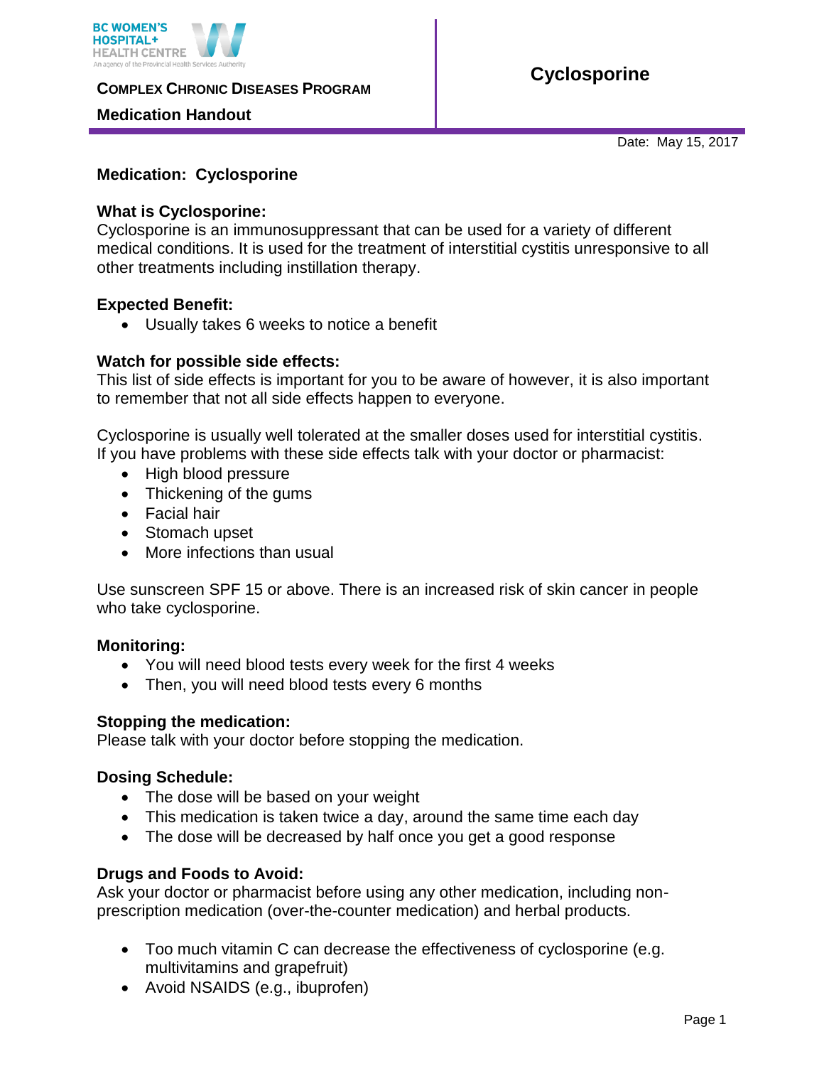BC WOMEN'S HOSPITAL+ HEALTH CENTRE
An agency of the Provincial Health Services Authority

**COMPLEX CHRONIC DISEASES PROGRAM**

**Medication Handout**

# Cyclosporine

Date: May 15, 2017

**Medication: Cyclosporine**

**What is Cyclosporine:**
Cyclosporine is an immunosuppressant that can be used for a variety of different medical conditions. It is used for the treatment of interstitial cystitis unresponsive to all other treatments including instillation therapy.

**Expected Benefit:**

- Usually takes 6 weeks to notice a benefit

**Watch for possible side effects:**
This list of side effects is important for you to be aware of however, it is also important to remember that not all side effects happen to everyone.

Cyclosporine is usually well tolerated at the smaller doses used for interstitial cystitis. If you have problems with these side effects talk with your doctor or pharmacist:

- High blood pressure
- Thickening of the gums
- Facial hair
- Stomach upset
- More infections than usual

Use sunscreen SPF 15 or above. There is an increased risk of skin cancer in people who take cyclosporine.

**Monitoring:**

- You will need blood tests every week for the first 4 weeks
- Then, you will need blood tests every 6 months

**Stopping the medication:**
Please talk with your doctor before stopping the medication.

**Dosing Schedule:**

- The dose will be based on your weight
- This medication is taken twice a day, around the same time each day
- The dose will be decreased by half once you get a good response

**Drugs and Foods to Avoid:**
Ask your doctor or pharmacist before using any other medication, including non-prescription medication (over-the-counter medication) and herbal products.

- Too much vitamin C can decrease the effectiveness of cyclosporine (e.g. multivitamins and grapefruit)
- Avoid NSAIDS (e.g., ibuprofen)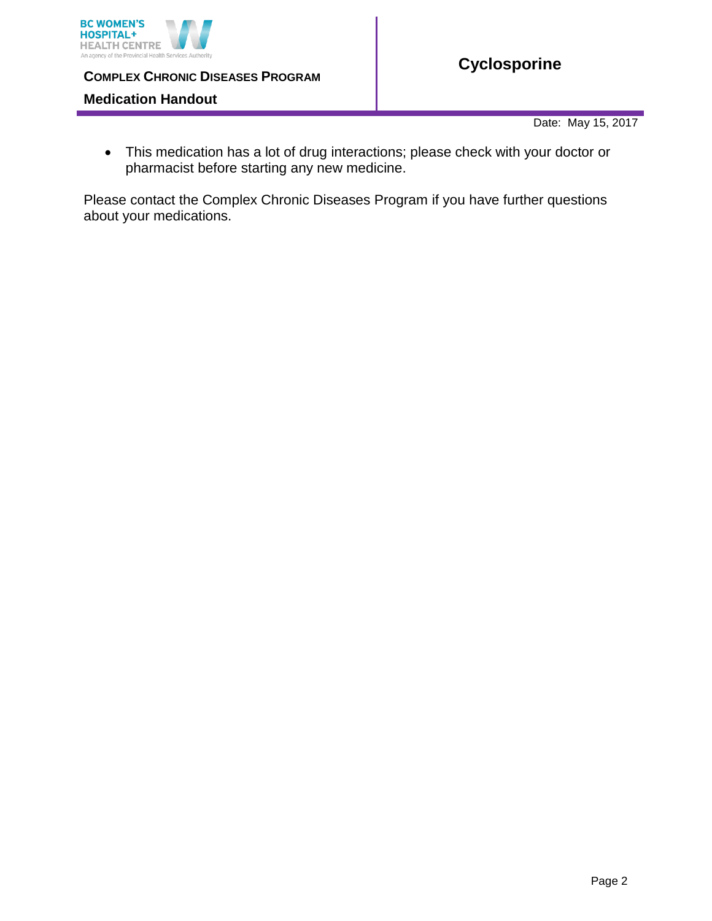- This medication has a lot of drug interactions; please check with your doctor or pharmacist before starting any new medicine.

Please contact the Complex Chronic Diseases Program if you have further questions about your medications.